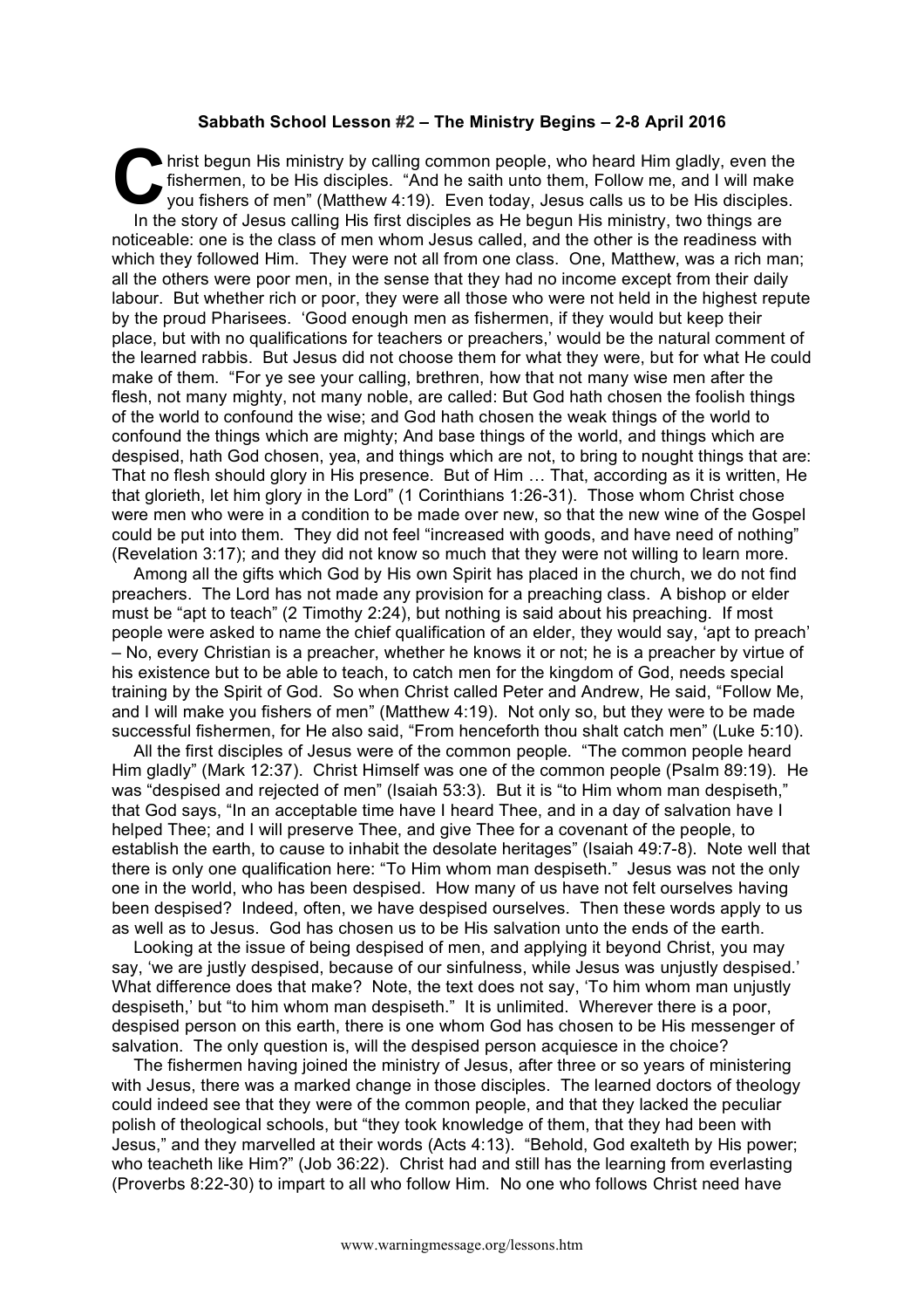**Sabbath School Lesson #2 – The Ministry Begins – 2-8 April 2016**

Christ begun His ministry by calling common people, who heard Him gladly, even the fishermen, to be His disciples. "And he saith unto them, Follow me, and I will make you fishers of men" (Matthew 4:19). Even today, Jesus calls us to be His disciples.

In the story of Jesus calling His first disciples as He begun His ministry, two things are noticeable: one is the class of men whom Jesus called, and the other is the readiness with which they followed Him. They were not all from one class. One, Matthew, was a rich man; all the others were poor men, in the sense that they had no income except from their daily labour. But whether rich or poor, they were all those who were not held in the highest repute by the proud Pharisees. 'Good enough men as fishermen, if they would but keep their place, but with no qualifications for teachers or preachers,' would be the natural comment of the learned rabbis. But Jesus did not choose them for what they were, but for what He could make of them. "For ye see your calling, brethren, how that not many wise men after the flesh, not many mighty, not many noble, are called: But God hath chosen the foolish things of the world to confound the wise; and God hath chosen the weak things of the world to confound the things which are mighty; And base things of the world, and things which are despised, hath God chosen, yea, and things which are not, to bring to nought things that are: That no flesh should glory in His presence. But of Him … That, according as it is written, He that glorieth, let him glory in the Lord" (1 Corinthians 1:26-31). Those whom Christ chose were men who were in a condition to be made over new, so that the new wine of the Gospel could be put into them. They did not feel "increased with goods, and have need of nothing" (Revelation 3:17); and they did not know so much that they were not willing to learn more.

Among all the gifts which God by His own Spirit has placed in the church, we do not find preachers. The Lord has not made any provision for a preaching class. A bishop or elder must be "apt to teach" (2 Timothy 2:24), but nothing is said about his preaching. If most people were asked to name the chief qualification of an elder, they would say, 'apt to preach' – No, every Christian is a preacher, whether he knows it or not; he is a preacher by virtue of his existence but to be able to teach, to catch men for the kingdom of God, needs special training by the Spirit of God. So when Christ called Peter and Andrew, He said, "Follow Me, and I will make you fishers of men" (Matthew 4:19). Not only so, but they were to be made successful fishermen, for He also said, "From henceforth thou shalt catch men" (Luke 5:10).

All the first disciples of Jesus were of the common people. "The common people heard Him gladly" (Mark 12:37). Christ Himself was one of the common people (Psalm 89:19). He was "despised and rejected of men" (Isaiah 53:3). But it is "to Him whom man despiseth," that God says, "In an acceptable time have I heard Thee, and in a day of salvation have I helped Thee; and I will preserve Thee, and give Thee for a covenant of the people, to establish the earth, to cause to inhabit the desolate heritages" (Isaiah 49:7-8). Note well that there is only one qualification here: "To Him whom man despiseth." Jesus was not the only one in the world, who has been despised. How many of us have not felt ourselves having been despised? Indeed, often, we have despised ourselves. Then these words apply to us as well as to Jesus. God has chosen us to be His salvation unto the ends of the earth.

Looking at the issue of being despised of men, and applying it beyond Christ, you may say, 'we are justly despised, because of our sinfulness, while Jesus was unjustly despised.' What difference does that make? Note, the text does not say, 'To him whom man unjustly despiseth,' but "to him whom man despiseth." It is unlimited. Wherever there is a poor, despised person on this earth, there is one whom God has chosen to be His messenger of salvation. The only question is, will the despised person acquiesce in the choice?

The fishermen having joined the ministry of Jesus, after three or so years of ministering with Jesus, there was a marked change in those disciples. The learned doctors of theology could indeed see that they were of the common people, and that they lacked the peculiar polish of theological schools, but "they took knowledge of them, that they had been with Jesus," and they marvelled at their words (Acts 4:13). "Behold, God exalteth by His power; who teacheth like Him?" (Job 36:22). Christ had and still has the learning from everlasting (Proverbs 8:22-30) to impart to all who follow Him. No one who follows Christ need have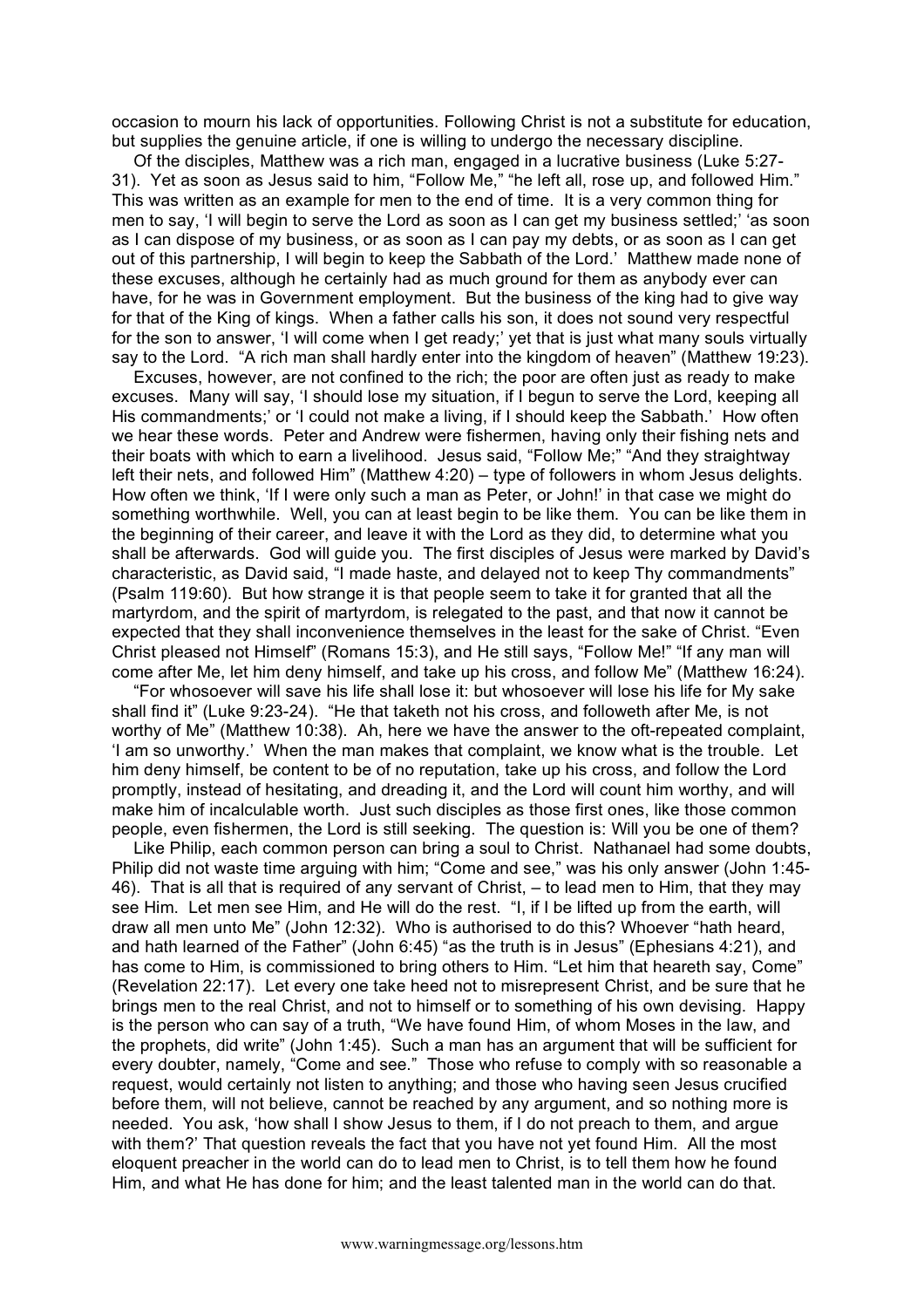occasion to mourn his lack of opportunities. Following Christ is not a substitute for education, but supplies the genuine article, if one is willing to undergo the necessary discipline.

Of the disciples, Matthew was a rich man, engaged in a lucrative business (Luke 5:27-31). Yet as soon as Jesus said to him, "Follow Me," "he left all, rose up, and followed Him." This was written as an example for men to the end of time. It is a very common thing for men to say, 'I will begin to serve the Lord as soon as I can get my business settled;' 'as soon as I can dispose of my business, or as soon as I can pay my debts, or as soon as I can get out of this partnership, I will begin to keep the Sabbath of the Lord.' Matthew made none of these excuses, although he certainly had as much ground for them as anybody ever can have, for he was in Government employment. But the business of the king had to give way for that of the King of kings. When a father calls his son, it does not sound very respectful for the son to answer, 'I will come when I get ready;' yet that is just what many souls virtually say to the Lord. "A rich man shall hardly enter into the kingdom of heaven" (Matthew 19:23).

Excuses, however, are not confined to the rich; the poor are often just as ready to make excuses. Many will say, 'I should lose my situation, if I begun to serve the Lord, keeping all His commandments;' or 'I could not make a living, if I should keep the Sabbath.' How often we hear these words. Peter and Andrew were fishermen, having only their fishing nets and their boats with which to earn a livelihood. Jesus said, "Follow Me;" "And they straightway left their nets, and followed Him" (Matthew 4:20) – type of followers in whom Jesus delights. How often we think, 'If I were only such a man as Peter, or John!' in that case we might do something worthwhile. Well, you can at least begin to be like them. You can be like them in the beginning of their career, and leave it with the Lord as they did, to determine what you shall be afterwards. God will guide you. The first disciples of Jesus were marked by David's characteristic, as David said, "I made haste, and delayed not to keep Thy commandments" (Psalm 119:60). But how strange it is that people seem to take it for granted that all the martyrdom, and the spirit of martyrdom, is relegated to the past, and that now it cannot be expected that they shall inconvenience themselves in the least for the sake of Christ. "Even Christ pleased not Himself" (Romans 15:3), and He still says, "Follow Me!" "If any man will come after Me, let him deny himself, and take up his cross, and follow Me" (Matthew 16:24).

"For whosoever will save his life shall lose it: but whosoever will lose his life for My sake shall find it" (Luke 9:23-24). "He that taketh not his cross, and followeth after Me, is not worthy of Me" (Matthew 10:38). Ah, here we have the answer to the oft-repeated complaint, 'I am so unworthy.' When the man makes that complaint, we know what is the trouble. Let him deny himself, be content to be of no reputation, take up his cross, and follow the Lord promptly, instead of hesitating, and dreading it, and the Lord will count him worthy, and will make him of incalculable worth. Just such disciples as those first ones, like those common people, even fishermen, the Lord is still seeking. The question is: Will you be one of them?

Like Philip, each common person can bring a soul to Christ. Nathanael had some doubts, Philip did not waste time arguing with him; "Come and see," was his only answer (John 1:45-46). That is all that is required of any servant of Christ, – to lead men to Him, that they may see Him. Let men see Him, and He will do the rest. "I, if I be lifted up from the earth, will draw all men unto Me" (John 12:32). Who is authorised to do this? Whoever "hath heard, and hath learned of the Father" (John 6:45) "as the truth is in Jesus" (Ephesians 4:21), and has come to Him, is commissioned to bring others to Him. "Let him that heareth say, Come" (Revelation 22:17). Let every one take heed not to misrepresent Christ, and be sure that he brings men to the real Christ, and not to himself or to something of his own devising. Happy is the person who can say of a truth, "We have found Him, of whom Moses in the law, and the prophets, did write" (John 1:45). Such a man has an argument that will be sufficient for every doubter, namely, "Come and see." Those who refuse to comply with so reasonable a request, would certainly not listen to anything; and those who having seen Jesus crucified before them, will not believe, cannot be reached by any argument, and so nothing more is needed. You ask, 'how shall I show Jesus to them, if I do not preach to them, and argue with them?' That question reveals the fact that you have not yet found Him. All the most eloquent preacher in the world can do to lead men to Christ, is to tell them how he found Him, and what He has done for him; and the least talented man in the world can do that.